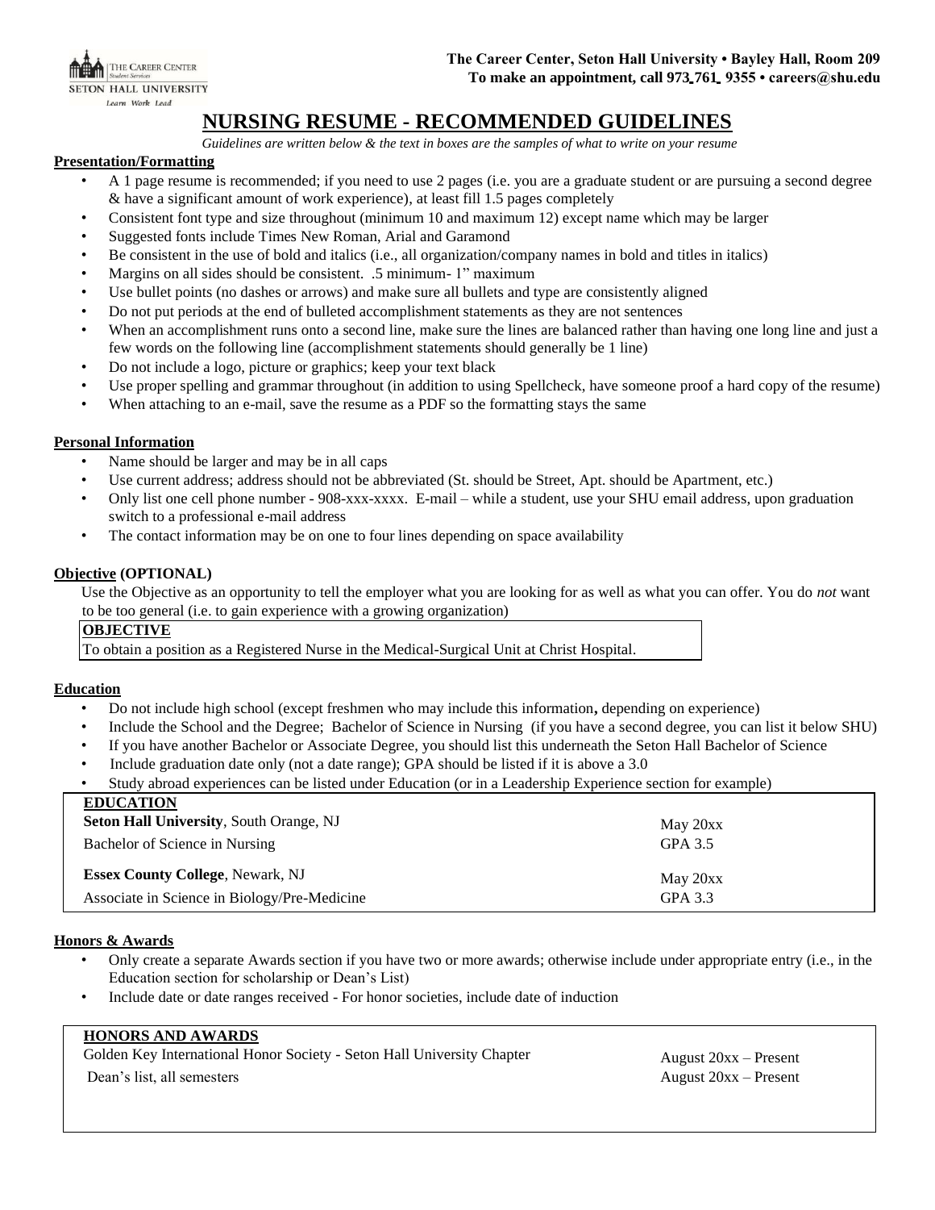The Career Center, Seton Hall University • Bayley Hall, Room 209
To make an appointment, call 973 761 9355 • careers@shu.edu

# NURSING RESUME - RECOMMENDED GUIDELINES

*Guidelines are written below & the text in boxes are the samples of what to write on your resume*

## Presentation/Formatting

- A 1 page resume is recommended; if you need to use 2 pages (i.e. you are a graduate student or are pursuing a second degree & have a significant amount of work experience), at least fill 1.5 pages completely
- Consistent font type and size throughout (minimum 10 and maximum 12) except name which may be larger
- Suggested fonts include Times New Roman, Arial and Garamond
- Be consistent in the use of bold and italics (i.e., all organization/company names in bold and titles in italics)
- Margins on all sides should be consistent. .5 minimum- 1" maximum
- Use bullet points (no dashes or arrows) and make sure all bullets and type are consistently aligned
- Do not put periods at the end of bulleted accomplishment statements as they are not sentences
- When an accomplishment runs onto a second line, make sure the lines are balanced rather than having one long line and just a few words on the following line (accomplishment statements should generally be 1 line)
- Do not include a logo, picture or graphics; keep your text black
- Use proper spelling and grammar throughout (in addition to using Spellcheck, have someone proof a hard copy of the resume)
- When attaching to an e-mail, save the resume as a PDF so the formatting stays the same

## Personal Information

- Name should be larger and may be in all caps
- Use current address; address should not be abbreviated (St. should be Street, Apt. should be Apartment, etc.)
- Only list one cell phone number - 908-xxx-xxxx. E-mail – while a student, use your SHU email address, upon graduation switch to a professional e-mail address
- The contact information may be on one to four lines depending on space availability

## Objective (OPTIONAL)

Use the Objective as an opportunity to tell the employer what you are looking for as well as what you can offer. You do *not* want to be too general (i.e. to gain experience with a growing organization)

> **OBJECTIVE**
> To obtain a position as a Registered Nurse in the Medical-Surgical Unit at Christ Hospital.

## Education

- Do not include high school (except freshmen who may include this information**,** depending on experience)
- Include the School and the Degree; Bachelor of Science in Nursing (if you have a second degree, you can list it below SHU)
- If you have another Bachelor or Associate Degree, you should list this underneath the Seton Hall Bachelor of Science
- Include graduation date only (not a date range); GPA should be listed if it is above a 3.0
- Study abroad experiences can be listed under Education (or in a Leadership Experience section for example)

> **EDUCATION**
>
> **Seton Hall University**, South Orange, NJ — May 20xx
> Bachelor of Science in Nursing — GPA 3.5
>
> **Essex County College**, Newark, NJ — May 20xx
> Associate in Science in Biology/Pre-Medicine — GPA 3.3

## Honors & Awards

- Only create a separate Awards section if you have two or more awards; otherwise include under appropriate entry (i.e., in the Education section for scholarship or Dean's List)
- Include date or date ranges received - For honor societies, include date of induction

> **HONORS AND AWARDS**
>
> Golden Key International Honor Society - Seton Hall University Chapter — August 20xx – Present
> Dean's list, all semesters — August 20xx – Present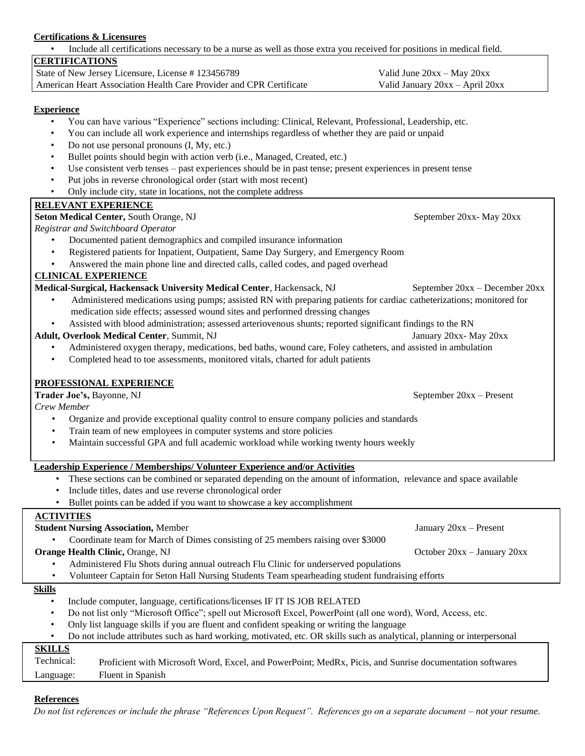**Certifications & Licensures**

- Include all certifications necessary to be a nurse as well as those extra you received for positions in medical field.

**CERTIFICATIONS**

State of New Jersey Licensure, License # 123456789 — Valid June 20xx – May 20xx

American Heart Association Health Care Provider and CPR Certificate — Valid January 20xx – April 20xx

**Experience**

- You can have various "Experience" sections including: Clinical, Relevant, Professional, Leadership, etc.
- You can include all work experience and internships regardless of whether they are paid or unpaid
- Do not use personal pronouns (I, My, etc.)
- Bullet points should begin with action verb (i.e., Managed, Created, etc.)
- Use consistent verb tenses – past experiences should be in past tense; present experiences in present tense
- Put jobs in reverse chronological order (start with most recent)
- Only include city, state in locations, not the complete address

**RELEVANT EXPERIENCE**

**Seton Medical Center,** South Orange, NJ — September 20xx- May 20xx

*Registrar and Switchboard Operator*

- Documented patient demographics and compiled insurance information
- Registered patients for Inpatient, Outpatient, Same Day Surgery, and Emergency Room
- Answered the main phone line and directed calls, called codes, and paged overhead

**CLINICAL EXPERIENCE**

**Medical-Surgical, Hackensack University Medical Center**, Hackensack, NJ — September 20xx – December 20xx

- Administered medications using pumps; assisted RN with preparing patients for cardiac catheterizations; monitored for medication side effects; assessed wound sites and performed dressing changes
- Assisted with blood administration; assessed arteriovenous shunts; reported significant findings to the RN

**Adult, Overlook Medical Center**, Summit, NJ — January 20xx- May 20xx

- Administered oxygen therapy, medications, bed baths, wound care, Foley catheters, and assisted in ambulation
- Completed head to toe assessments, monitored vitals, charted for adult patients

**PROFESSIONAL EXPERIENCE**

**Trader Joe's,** Bayonne, NJ — September 20xx – Present

*Crew Member*

- Organize and provide exceptional quality control to ensure company policies and standards
- Train team of new employees in computer systems and store policies
- Maintain successful GPA and full academic workload while working twenty hours weekly

**Leadership Experience / Memberships/ Volunteer Experience and/or Activities**

- These sections can be combined or separated depending on the amount of information, relevance and space available
- Include titles, dates and use reverse chronological order
- Bullet points can be added if you want to showcase a key accomplishment

**ACTIVITIES**

**Student Nursing Association,** Member — January 20xx – Present

- Coordinate team for March of Dimes consisting of 25 members raising over $3000

**Orange Health Clinic,** Orange, NJ — October 20xx – January 20xx

- Administered Flu Shots during annual outreach Flu Clinic for underserved populations
- Volunteer Captain for Seton Hall Nursing Students Team spearheading student fundraising efforts

**Skills**

- Include computer, language, certifications/licenses IF IT IS JOB RELATED
- Do not list only "Microsoft Office"; spell out Microsoft Excel, PowerPoint (all one word), Word, Access, etc.
- Only list language skills if you are fluent and confident speaking or writing the language
- Do not include attributes such as hard working, motivated, etc. OR skills such as analytical, planning or interpersonal

**SKILLS**

| | |
|---|---|
| Technical: | Proficient with Microsoft Word, Excel, and PowerPoint; MedRx, Picis, and Sunrise documentation softwares |
| Language: | Fluent in Spanish |

**References**

*Do not list references or include the phrase "References Upon Request". References go on a separate document – not your resume.*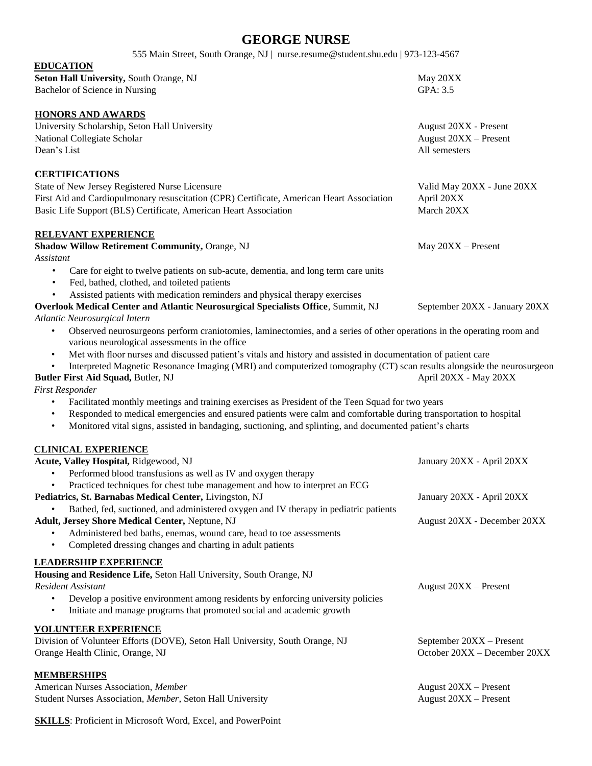# GEORGE NURSE

555 Main Street, South Orange, NJ | nurse.resume@student.shu.edu | 973-123-4567

## EDUCATION

**Seton Hall University,** South Orange, NJ — May 20XX
Bachelor of Science in Nursing — GPA: 3.5

## HONORS AND AWARDS

University Scholarship, Seton Hall University — August 20XX - Present
National Collegiate Scholar — August 20XX – Present
Dean's List — All semesters

## CERTIFICATIONS

State of New Jersey Registered Nurse Licensure — Valid May 20XX - June 20XX
First Aid and Cardiopulmonary resuscitation (CPR) Certificate, American Heart Association — April 20XX
Basic Life Support (BLS) Certificate, American Heart Association — March 20XX

## RELEVANT EXPERIENCE

**Shadow Willow Retirement Community,** Orange, NJ — May 20XX – Present
*Assistant*

- Care for eight to twelve patients on sub-acute, dementia, and long term care units
- Fed, bathed, clothed, and toileted patients
- Assisted patients with medication reminders and physical therapy exercises

**Overlook Medical Center and Atlantic Neurosurgical Specialists Office**, Summit, NJ — September 20XX - January 20XX
*Atlantic Neurosurgical Intern*

- Observed neurosurgeons perform craniotomies, laminectomies, and a series of other operations in the operating room and various neurological assessments in the office
- Met with floor nurses and discussed patient's vitals and history and assisted in documentation of patient care
- Interpreted Magnetic Resonance Imaging (MRI) and computerized tomography (CT) scan results alongside the neurosurgeon

**Butler First Aid Squad,** Butler, NJ — April 20XX - May 20XX
*First Responder*

- Facilitated monthly meetings and training exercises as President of the Teen Squad for two years
- Responded to medical emergencies and ensured patients were calm and comfortable during transportation to hospital
- Monitored vital signs, assisted in bandaging, suctioning, and splinting, and documented patient's charts

## CLINICAL EXPERIENCE

**Acute, Valley Hospital,** Ridgewood, NJ — January 20XX - April 20XX

- Performed blood transfusions as well as IV and oxygen therapy
- Practiced techniques for chest tube management and how to interpret an ECG

**Pediatrics, St. Barnabas Medical Center,** Livingston, NJ — January 20XX - April 20XX

- Bathed, fed, suctioned, and administered oxygen and IV therapy in pediatric patients

**Adult, Jersey Shore Medical Center,** Neptune, NJ — August 20XX - December 20XX

- Administered bed baths, enemas, wound care, head to toe assessments
- Completed dressing changes and charting in adult patients

## LEADERSHIP EXPERIENCE

**Housing and Residence Life,** Seton Hall University, South Orange, NJ
*Resident Assistant* — August 20XX – Present

- Develop a positive environment among residents by enforcing university policies
- Initiate and manage programs that promoted social and academic growth

## VOLUNTEER EXPERIENCE

Division of Volunteer Efforts (DOVE), Seton Hall University, South Orange, NJ — September 20XX – Present
Orange Health Clinic, Orange, NJ — October 20XX – December 20XX

## MEMBERSHIPS

American Nurses Association, *Member* — August 20XX – Present
Student Nurses Association, *Member*, Seton Hall University — August 20XX – Present

**SKILLS**: Proficient in Microsoft Word, Excel, and PowerPoint